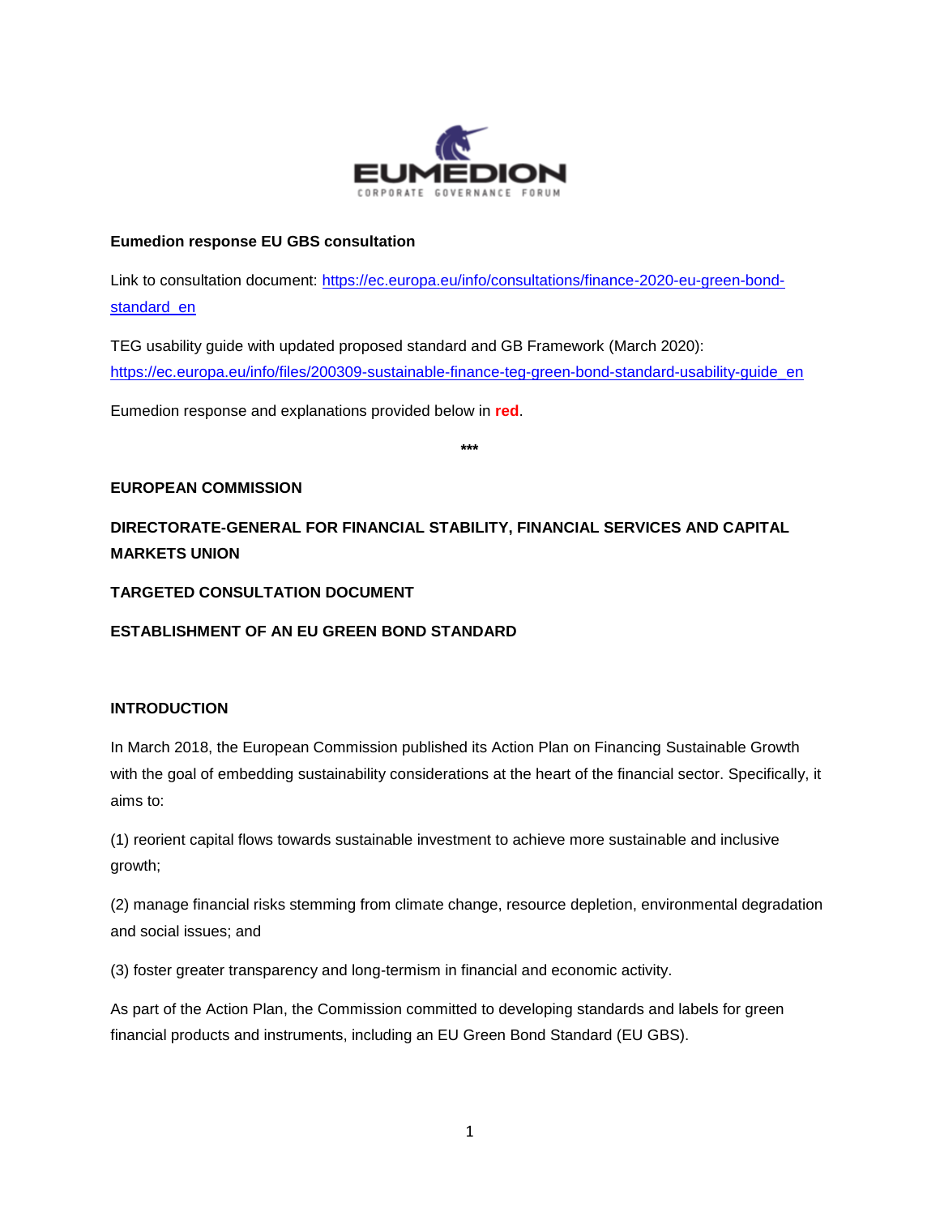**Eumedion response EU GBS consultation**

Link to consultation document: [https://ec.europa.eu/info/consultations/finance-2020-eu-green-bond-standard_en](https://ec.europa.eu/info/consultations/finance-2020-eu-green-bond-standard_en)

TEG usability guide with updated proposed standard and GB Framework (March 2020): [https://ec.europa.eu/info/files/200309-sustainable-finance-teg-green-bond-standard-usability-guide_en](https://ec.europa.eu/info/files/200309-sustainable-finance-teg-green-bond-standard-usability-guide_en)

Eumedion response and explanations provided below in **red**.

***

**EUROPEAN COMMISSION**

**DIRECTORATE-GENERAL FOR FINANCIAL STABILITY, FINANCIAL SERVICES AND CAPITAL MARKETS UNION**

**TARGETED CONSULTATION DOCUMENT**

**ESTABLISHMENT OF AN EU GREEN BOND STANDARD**

## INTRODUCTION

In March 2018, the European Commission published its Action Plan on Financing Sustainable Growth with the goal of embedding sustainability considerations at the heart of the financial sector. Specifically, it aims to:

(1) reorient capital flows towards sustainable investment to achieve more sustainable and inclusive growth;

(2) manage financial risks stemming from climate change, resource depletion, environmental degradation and social issues; and

(3) foster greater transparency and long-termism in financial and economic activity.

As part of the Action Plan, the Commission committed to developing standards and labels for green financial products and instruments, including an EU Green Bond Standard (EU GBS).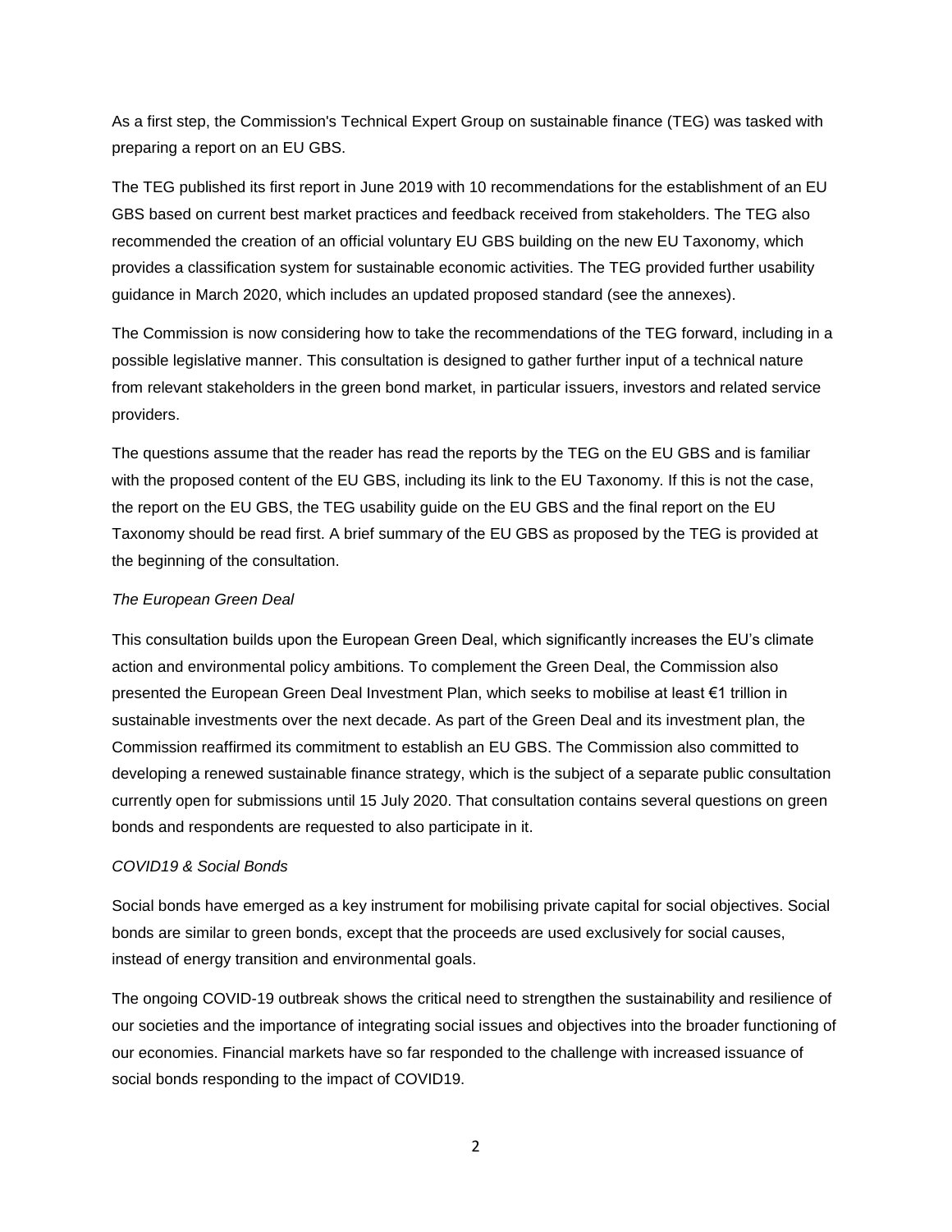As a first step, the Commission's Technical Expert Group on sustainable finance (TEG) was tasked with preparing a report on an EU GBS.

The TEG published its first report in June 2019 with 10 recommendations for the establishment of an EU GBS based on current best market practices and feedback received from stakeholders. The TEG also recommended the creation of an official voluntary EU GBS building on the new EU Taxonomy, which provides a classification system for sustainable economic activities. The TEG provided further usability guidance in March 2020, which includes an updated proposed standard (see the annexes).

The Commission is now considering how to take the recommendations of the TEG forward, including in a possible legislative manner. This consultation is designed to gather further input of a technical nature from relevant stakeholders in the green bond market, in particular issuers, investors and related service providers.

The questions assume that the reader has read the reports by the TEG on the EU GBS and is familiar with the proposed content of the EU GBS, including its link to the EU Taxonomy. If this is not the case, the report on the EU GBS, the TEG usability guide on the EU GBS and the final report on the EU Taxonomy should be read first. A brief summary of the EU GBS as proposed by the TEG is provided at the beginning of the consultation.

*The European Green Deal*

This consultation builds upon the European Green Deal, which significantly increases the EU's climate action and environmental policy ambitions. To complement the Green Deal, the Commission also presented the European Green Deal Investment Plan, which seeks to mobilise at least €1 trillion in sustainable investments over the next decade. As part of the Green Deal and its investment plan, the Commission reaffirmed its commitment to establish an EU GBS. The Commission also committed to developing a renewed sustainable finance strategy, which is the subject of a separate public consultation currently open for submissions until 15 July 2020. That consultation contains several questions on green bonds and respondents are requested to also participate in it.

*COVID19 & Social Bonds*

Social bonds have emerged as a key instrument for mobilising private capital for social objectives. Social bonds are similar to green bonds, except that the proceeds are used exclusively for social causes, instead of energy transition and environmental goals.

The ongoing COVID-19 outbreak shows the critical need to strengthen the sustainability and resilience of our societies and the importance of integrating social issues and objectives into the broader functioning of our economies. Financial markets have so far responded to the challenge with increased issuance of social bonds responding to the impact of COVID19.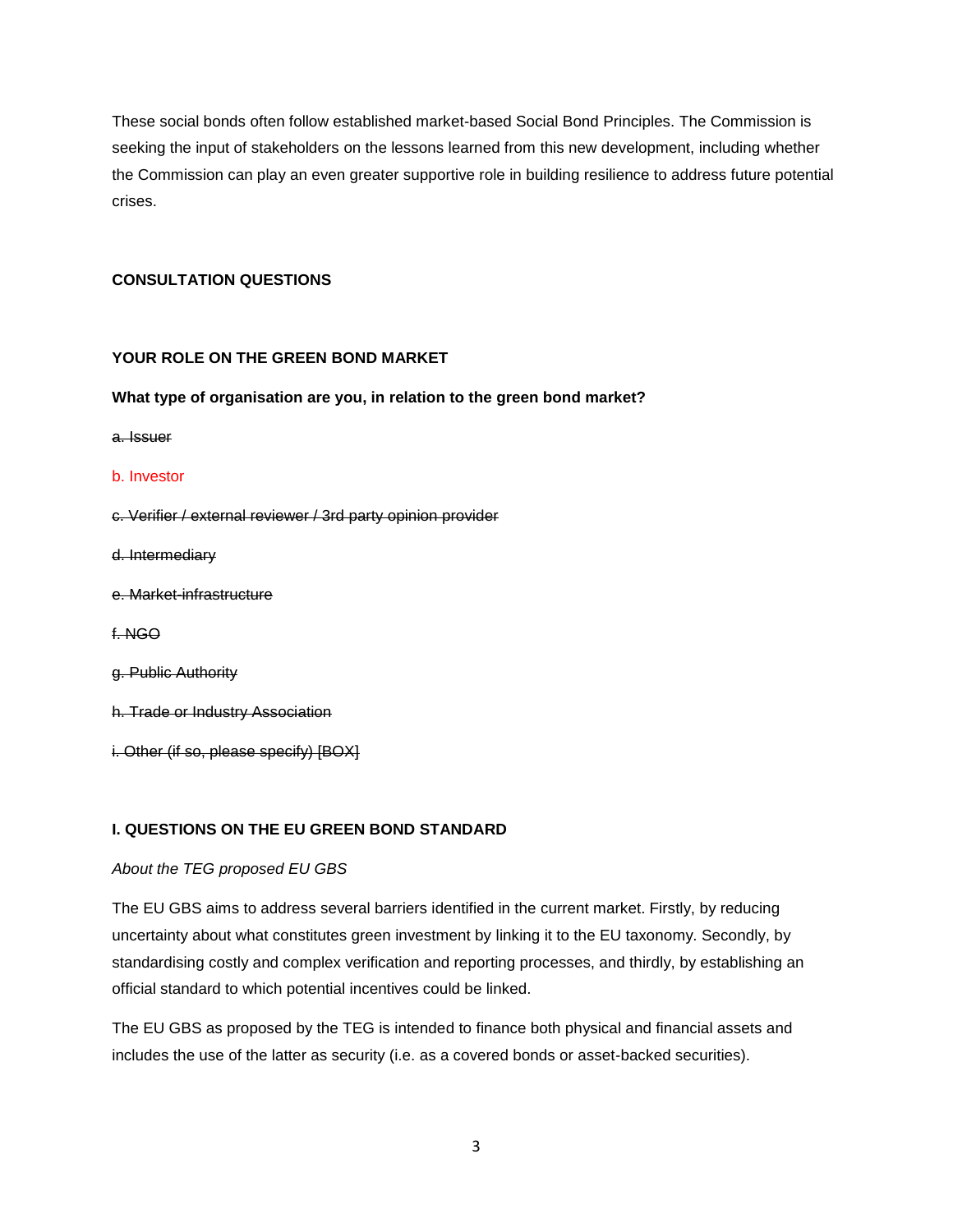These social bonds often follow established market-based Social Bond Principles. The Commission is seeking the input of stakeholders on the lessons learned from this new development, including whether the Commission can play an even greater supportive role in building resilience to address future potential crises.

**CONSULTATION QUESTIONS**

**YOUR ROLE ON THE GREEN BOND MARKET**

**What type of organisation are you, in relation to the green bond market?**

~~a. Issuer~~

b. Investor

~~c. Verifier / external reviewer / 3rd party opinion provider~~

~~d. Intermediary~~

~~e. Market-infrastructure~~

~~f. NGO~~

~~g. Public Authority~~

~~h. Trade or Industry Association~~

~~i. Other (if so, please specify) [BOX]~~

**I. QUESTIONS ON THE EU GREEN BOND STANDARD**

*About the TEG proposed EU GBS*

The EU GBS aims to address several barriers identified in the current market. Firstly, by reducing uncertainty about what constitutes green investment by linking it to the EU taxonomy. Secondly, by standardising costly and complex verification and reporting processes, and thirdly, by establishing an official standard to which potential incentives could be linked.

The EU GBS as proposed by the TEG is intended to finance both physical and financial assets and includes the use of the latter as security (i.e. as a covered bonds or asset-backed securities).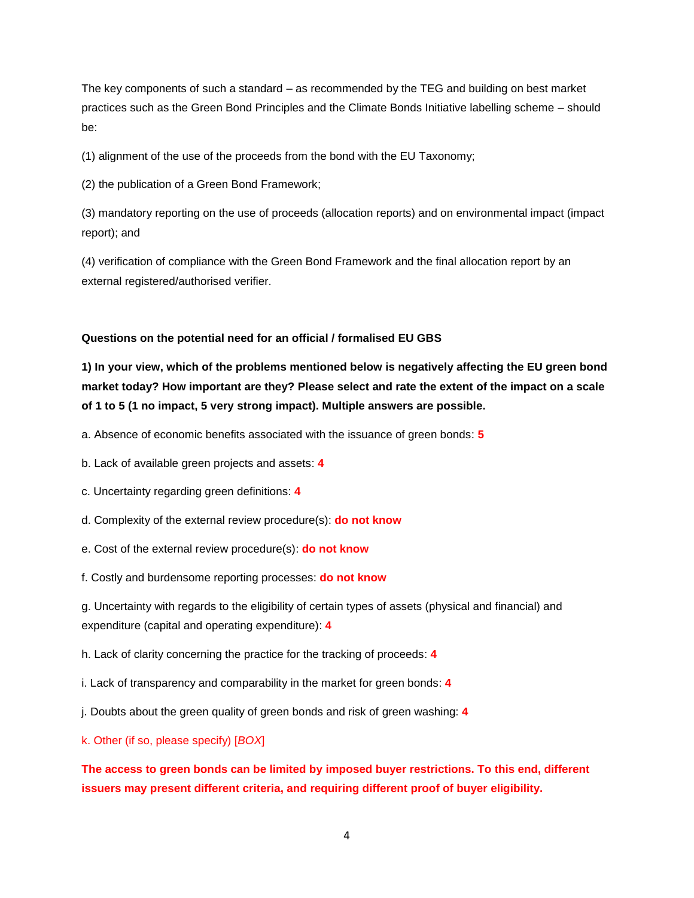The key components of such a standard – as recommended by the TEG and building on best market practices such as the Green Bond Principles and the Climate Bonds Initiative labelling scheme – should be:

(1) alignment of the use of the proceeds from the bond with the EU Taxonomy;

(2) the publication of a Green Bond Framework;

(3) mandatory reporting on the use of proceeds (allocation reports) and on environmental impact (impact report); and

(4) verification of compliance with the Green Bond Framework and the final allocation report by an external registered/authorised verifier.

**Questions on the potential need for an official / formalised EU GBS**

**1) In your view, which of the problems mentioned below is negatively affecting the EU green bond market today? How important are they? Please select and rate the extent of the impact on a scale of 1 to 5 (1 no impact, 5 very strong impact). Multiple answers are possible.**

a. Absence of economic benefits associated with the issuance of green bonds: **5**

b. Lack of available green projects and assets: **4**

c. Uncertainty regarding green definitions: **4**

d. Complexity of the external review procedure(s): **do not know**

e. Cost of the external review procedure(s): **do not know**

f. Costly and burdensome reporting processes: **do not know**

g. Uncertainty with regards to the eligibility of certain types of assets (physical and financial) and expenditure (capital and operating expenditure): **4**

h. Lack of clarity concerning the practice for the tracking of proceeds: **4**

i. Lack of transparency and comparability in the market for green bonds: **4**

j. Doubts about the green quality of green bonds and risk of green washing: **4**

k. Other (if so, please specify) [*BOX*]

**The access to green bonds can be limited by imposed buyer restrictions. To this end, different issuers may present different criteria, and requiring different proof of buyer eligibility.**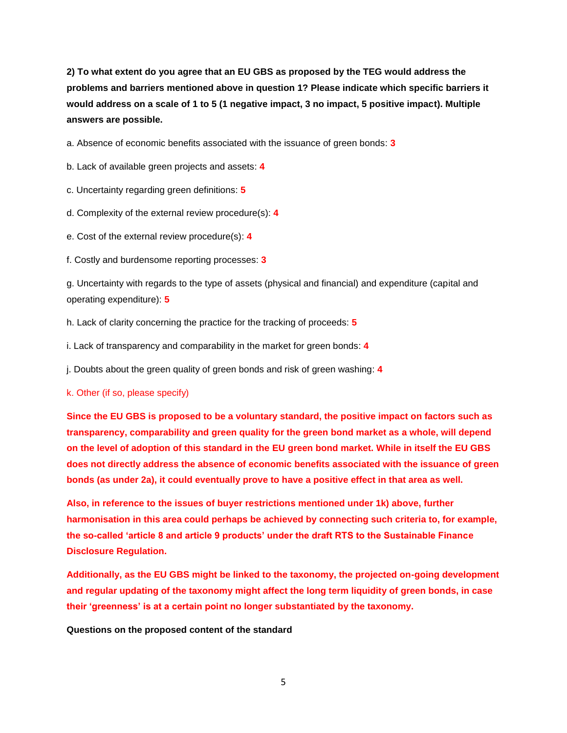**2) To what extent do you agree that an EU GBS as proposed by the TEG would address the problems and barriers mentioned above in question 1? Please indicate which specific barriers it would address on a scale of 1 to 5 (1 negative impact, 3 no impact, 5 positive impact). Multiple answers are possible.**

a. Absence of economic benefits associated with the issuance of green bonds: **3**

b. Lack of available green projects and assets: **4**

c. Uncertainty regarding green definitions: **5**

d. Complexity of the external review procedure(s): **4**

e. Cost of the external review procedure(s): **4**

f. Costly and burdensome reporting processes: **3**

g. Uncertainty with regards to the type of assets (physical and financial) and expenditure (capital and operating expenditure): **5**

h. Lack of clarity concerning the practice for the tracking of proceeds: **5**

i. Lack of transparency and comparability in the market for green bonds: **4**

j. Doubts about the green quality of green bonds and risk of green washing: **4**

k. Other (if so, please specify)

**Since the EU GBS is proposed to be a voluntary standard, the positive impact on factors such as transparency, comparability and green quality for the green bond market as a whole, will depend on the level of adoption of this standard in the EU green bond market. While in itself the EU GBS does not directly address the absence of economic benefits associated with the issuance of green bonds (as under 2a), it could eventually prove to have a positive effect in that area as well.**

**Also, in reference to the issues of buyer restrictions mentioned under 1k) above, further harmonisation in this area could perhaps be achieved by connecting such criteria to, for example, the so-called 'article 8 and article 9 products' under the draft RTS to the Sustainable Finance Disclosure Regulation.**

**Additionally, as the EU GBS might be linked to the taxonomy, the projected on-going development and regular updating of the taxonomy might affect the long term liquidity of green bonds, in case their 'greenness' is at a certain point no longer substantiated by the taxonomy.**

**Questions on the proposed content of the standard**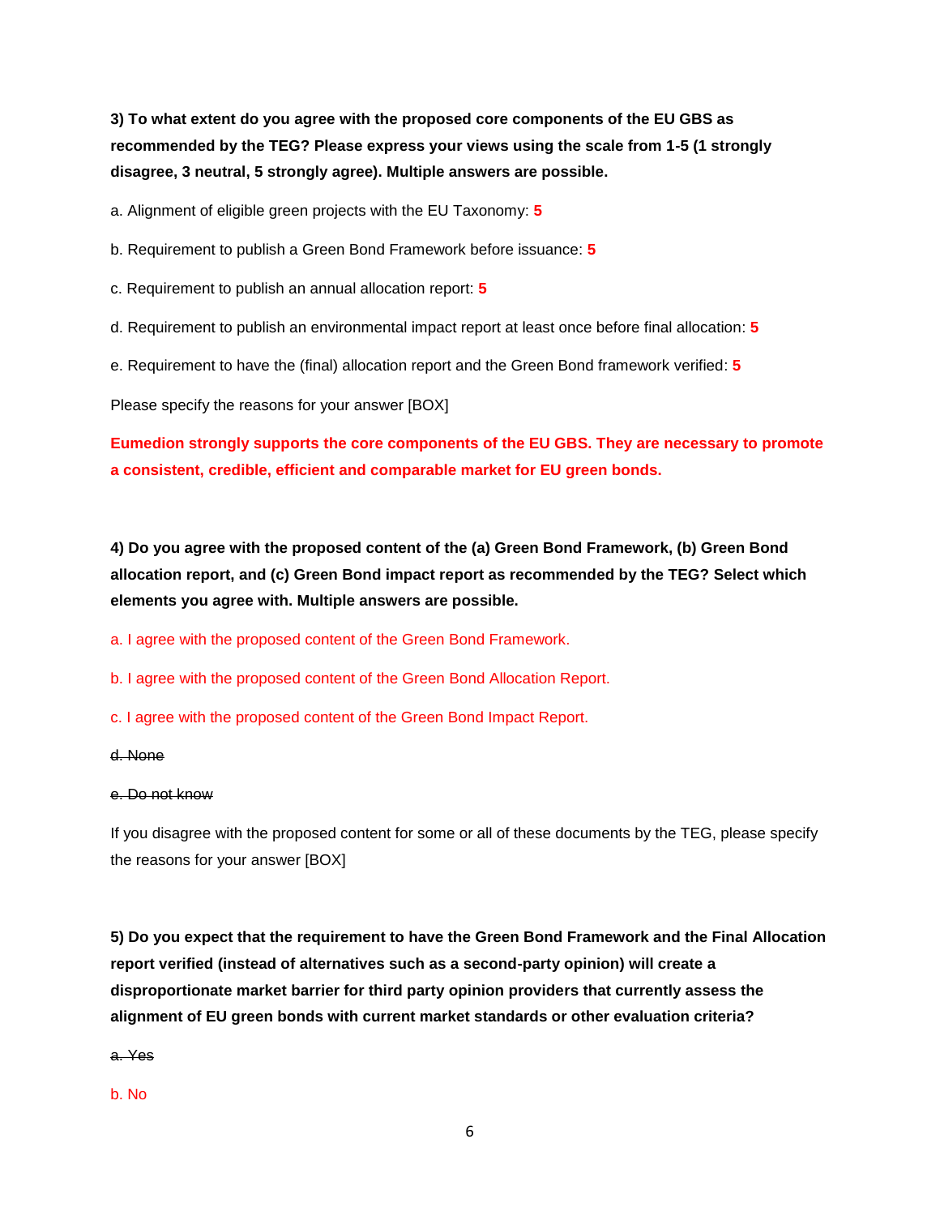**3) To what extent do you agree with the proposed core components of the EU GBS as recommended by the TEG? Please express your views using the scale from 1-5 (1 strongly disagree, 3 neutral, 5 strongly agree). Multiple answers are possible.**

a. Alignment of eligible green projects with the EU Taxonomy: **5**

b. Requirement to publish a Green Bond Framework before issuance: **5**

c. Requirement to publish an annual allocation report: **5**

d. Requirement to publish an environmental impact report at least once before final allocation: **5**

e. Requirement to have the (final) allocation report and the Green Bond framework verified: **5**

Please specify the reasons for your answer [BOX]

**Eumedion strongly supports the core components of the EU GBS. They are necessary to promote a consistent, credible, efficient and comparable market for EU green bonds.**

**4) Do you agree with the proposed content of the (a) Green Bond Framework, (b) Green Bond allocation report, and (c) Green Bond impact report as recommended by the TEG? Select which elements you agree with. Multiple answers are possible.**

a. I agree with the proposed content of the Green Bond Framework.

b. I agree with the proposed content of the Green Bond Allocation Report.

c. I agree with the proposed content of the Green Bond Impact Report.

~~d. None~~

~~e. Do not know~~

If you disagree with the proposed content for some or all of these documents by the TEG, please specify the reasons for your answer [BOX]

**5) Do you expect that the requirement to have the Green Bond Framework and the Final Allocation report verified (instead of alternatives such as a second-party opinion) will create a disproportionate market barrier for third party opinion providers that currently assess the alignment of EU green bonds with current market standards or other evaluation criteria?**

~~a. Yes~~

b. No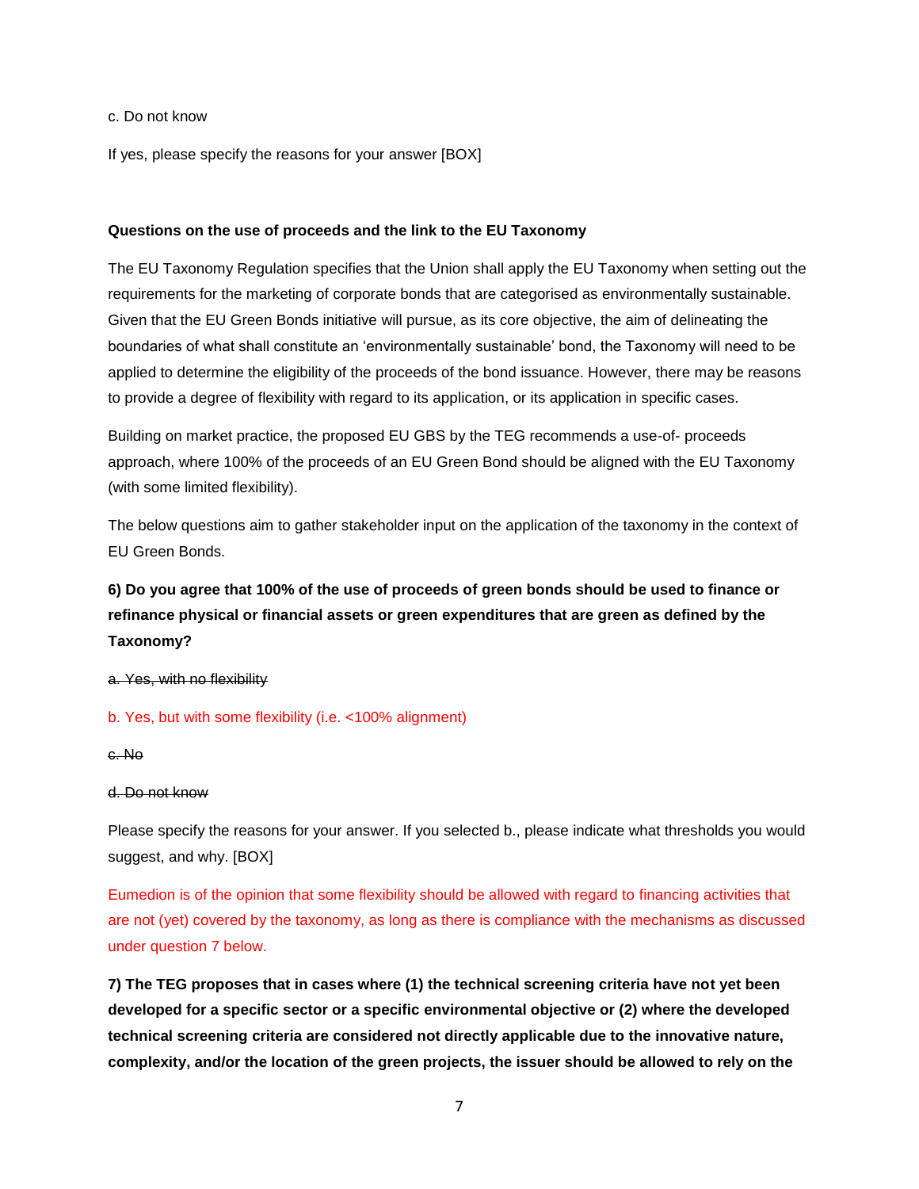c. Do not know

If yes, please specify the reasons for your answer [BOX]

**Questions on the use of proceeds and the link to the EU Taxonomy**

The EU Taxonomy Regulation specifies that the Union shall apply the EU Taxonomy when setting out the requirements for the marketing of corporate bonds that are categorised as environmentally sustainable. Given that the EU Green Bonds initiative will pursue, as its core objective, the aim of delineating the boundaries of what shall constitute an 'environmentally sustainable' bond, the Taxonomy will need to be applied to determine the eligibility of the proceeds of the bond issuance. However, there may be reasons to provide a degree of flexibility with regard to its application, or its application in specific cases.

Building on market practice, the proposed EU GBS by the TEG recommends a use-of- proceeds approach, where 100% of the proceeds of an EU Green Bond should be aligned with the EU Taxonomy (with some limited flexibility).

The below questions aim to gather stakeholder input on the application of the taxonomy in the context of EU Green Bonds.

**6) Do you agree that 100% of the use of proceeds of green bonds should be used to finance or refinance physical or financial assets or green expenditures that are green as defined by the Taxonomy?**

~~a. Yes, with no flexibility~~

b. Yes, but with some flexibility (i.e. <100% alignment)

~~c. No~~

~~d. Do not know~~

Please specify the reasons for your answer. If you selected b., please indicate what thresholds you would suggest, and why. [BOX]

Eumedion is of the opinion that some flexibility should be allowed with regard to financing activities that are not (yet) covered by the taxonomy, as long as there is compliance with the mechanisms as discussed under question 7 below.

**7) The TEG proposes that in cases where (1) the technical screening criteria have not yet been developed for a specific sector or a specific environmental objective or (2) where the developed technical screening criteria are considered not directly applicable due to the innovative nature, complexity, and/or the location of the green projects, the issuer should be allowed to rely on the**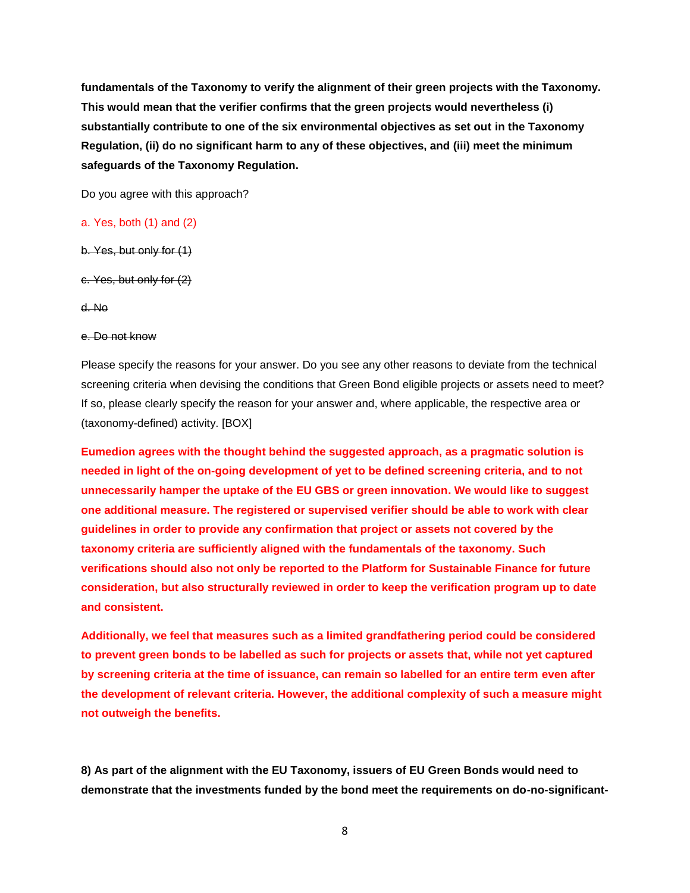**fundamentals of the Taxonomy to verify the alignment of their green projects with the Taxonomy. This would mean that the verifier confirms that the green projects would nevertheless (i) substantially contribute to one of the six environmental objectives as set out in the Taxonomy Regulation, (ii) do no significant harm to any of these objectives, and (iii) meet the minimum safeguards of the Taxonomy Regulation.**

Do you agree with this approach?

a. Yes, both (1) and (2)

~~b. Yes, but only for (1)~~

~~c. Yes, but only for (2)~~

~~d. No~~

~~e. Do not know~~

Please specify the reasons for your answer. Do you see any other reasons to deviate from the technical screening criteria when devising the conditions that Green Bond eligible projects or assets need to meet? If so, please clearly specify the reason for your answer and, where applicable, the respective area or (taxonomy-defined) activity. [BOX]

**Eumedion agrees with the thought behind the suggested approach, as a pragmatic solution is needed in light of the on-going development of yet to be defined screening criteria, and to not unnecessarily hamper the uptake of the EU GBS or green innovation. We would like to suggest one additional measure. The registered or supervised verifier should be able to work with clear guidelines in order to provide any confirmation that project or assets not covered by the taxonomy criteria are sufficiently aligned with the fundamentals of the taxonomy. Such verifications should also not only be reported to the Platform for Sustainable Finance for future consideration, but also structurally reviewed in order to keep the verification program up to date and consistent.**

**Additionally, we feel that measures such as a limited grandfathering period could be considered to prevent green bonds to be labelled as such for projects or assets that, while not yet captured by screening criteria at the time of issuance, can remain so labelled for an entire term even after the development of relevant criteria. However, the additional complexity of such a measure might not outweigh the benefits.**

**8) As part of the alignment with the EU Taxonomy, issuers of EU Green Bonds would need to demonstrate that the investments funded by the bond meet the requirements on do-no-significant-**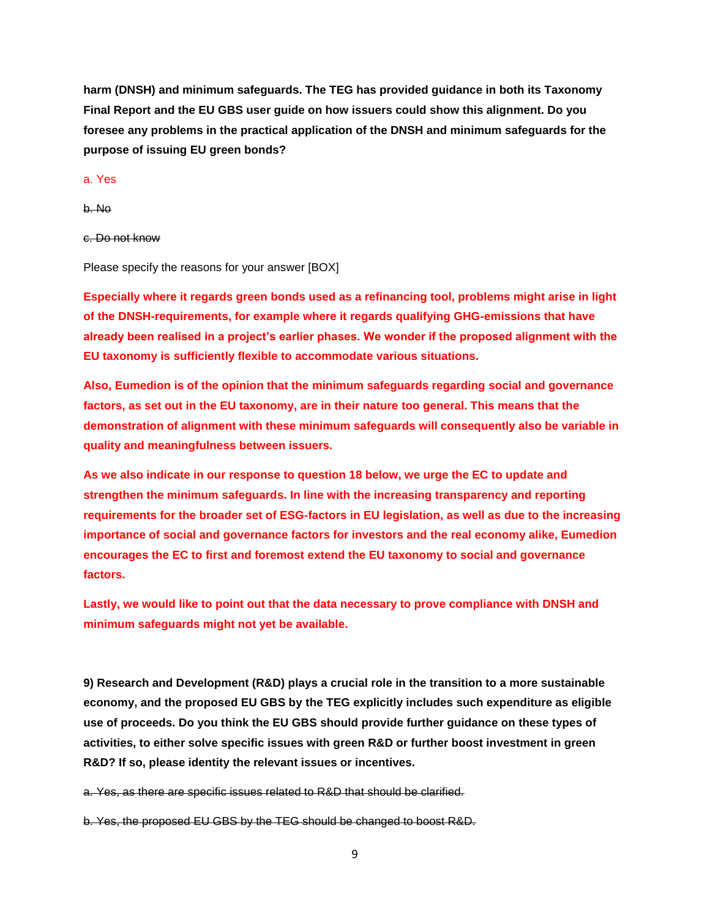**harm (DNSH) and minimum safeguards. The TEG has provided guidance in both its Taxonomy Final Report and the EU GBS user guide on how issuers could show this alignment. Do you foresee any problems in the practical application of the DNSH and minimum safeguards for the purpose of issuing EU green bonds?**

a. Yes

~~b. No~~

~~c. Do not know~~

Please specify the reasons for your answer [BOX]

**Especially where it regards green bonds used as a refinancing tool, problems might arise in light of the DNSH-requirements, for example where it regards qualifying GHG-emissions that have already been realised in a project's earlier phases. We wonder if the proposed alignment with the EU taxonomy is sufficiently flexible to accommodate various situations.**

**Also, Eumedion is of the opinion that the minimum safeguards regarding social and governance factors, as set out in the EU taxonomy, are in their nature too general. This means that the demonstration of alignment with these minimum safeguards will consequently also be variable in quality and meaningfulness between issuers.**

**As we also indicate in our response to question 18 below, we urge the EC to update and strengthen the minimum safeguards. In line with the increasing transparency and reporting requirements for the broader set of ESG-factors in EU legislation, as well as due to the increasing importance of social and governance factors for investors and the real economy alike, Eumedion encourages the EC to first and foremost extend the EU taxonomy to social and governance factors.**

**Lastly, we would like to point out that the data necessary to prove compliance with DNSH and minimum safeguards might not yet be available.**

**9) Research and Development (R&D) plays a crucial role in the transition to a more sustainable economy, and the proposed EU GBS by the TEG explicitly includes such expenditure as eligible use of proceeds. Do you think the EU GBS should provide further guidance on these types of activities, to either solve specific issues with green R&D or further boost investment in green R&D? If so, please identity the relevant issues or incentives.**

~~a. Yes, as there are specific issues related to R&D that should be clarified.~~

~~b. Yes, the proposed EU GBS by the TEG should be changed to boost R&D.~~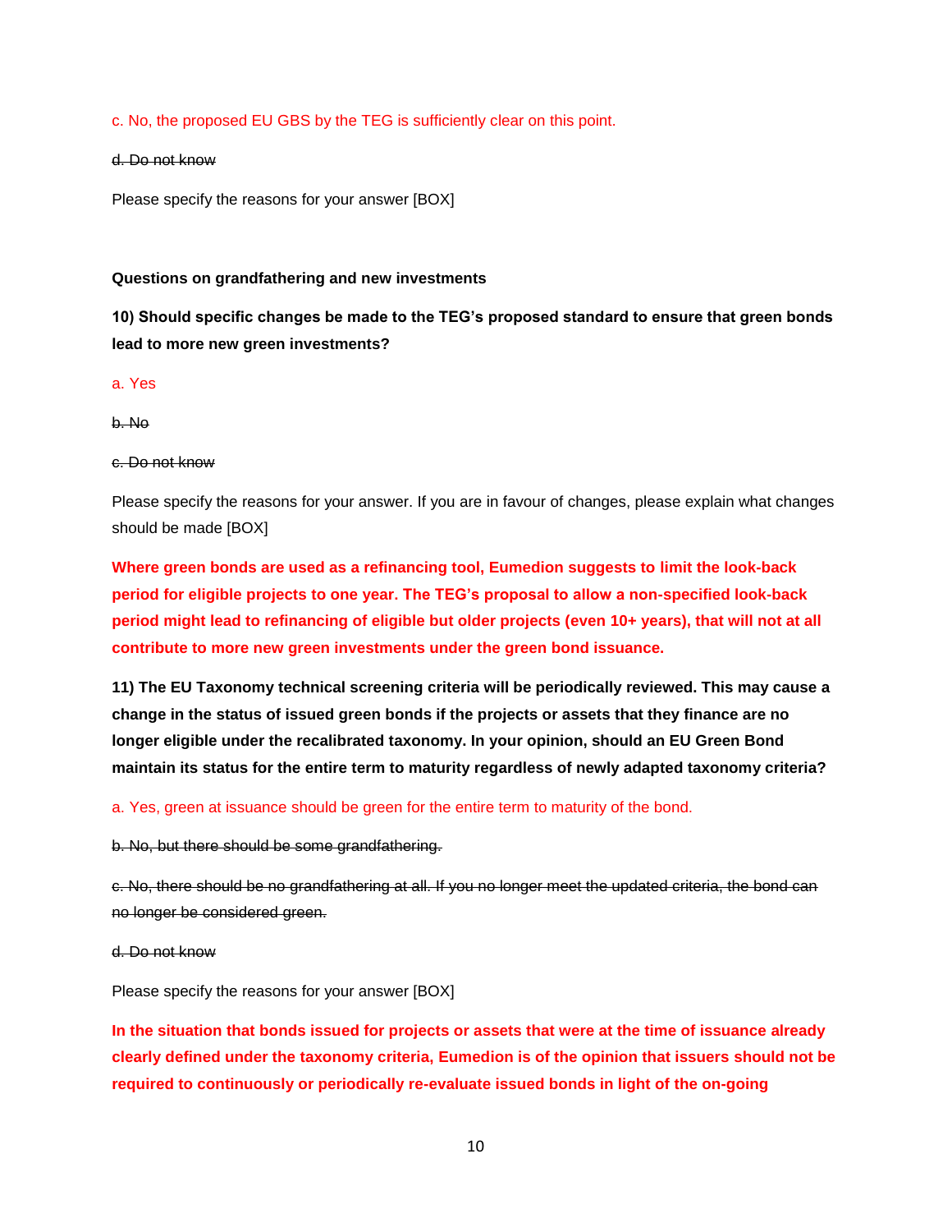c. No, the proposed EU GBS by the TEG is sufficiently clear on this point.

~~d. Do not know~~

Please specify the reasons for your answer [BOX]

**Questions on grandfathering and new investments**

**10) Should specific changes be made to the TEG's proposed standard to ensure that green bonds lead to more new green investments?**

a. Yes

~~b. No~~

~~c. Do not know~~

Please specify the reasons for your answer. If you are in favour of changes, please explain what changes should be made [BOX]

**Where green bonds are used as a refinancing tool, Eumedion suggests to limit the look-back period for eligible projects to one year. The TEG's proposal to allow a non-specified look-back period might lead to refinancing of eligible but older projects (even 10+ years), that will not at all contribute to more new green investments under the green bond issuance.**

**11) The EU Taxonomy technical screening criteria will be periodically reviewed. This may cause a change in the status of issued green bonds if the projects or assets that they finance are no longer eligible under the recalibrated taxonomy. In your opinion, should an EU Green Bond maintain its status for the entire term to maturity regardless of newly adapted taxonomy criteria?**

a. Yes, green at issuance should be green for the entire term to maturity of the bond.

~~b. No, but there should be some grandfathering.~~

~~c. No, there should be no grandfathering at all. If you no longer meet the updated criteria, the bond can no longer be considered green.~~

~~d. Do not know~~

Please specify the reasons for your answer [BOX]

**In the situation that bonds issued for projects or assets that were at the time of issuance already clearly defined under the taxonomy criteria, Eumedion is of the opinion that issuers should not be required to continuously or periodically re-evaluate issued bonds in light of the on-going**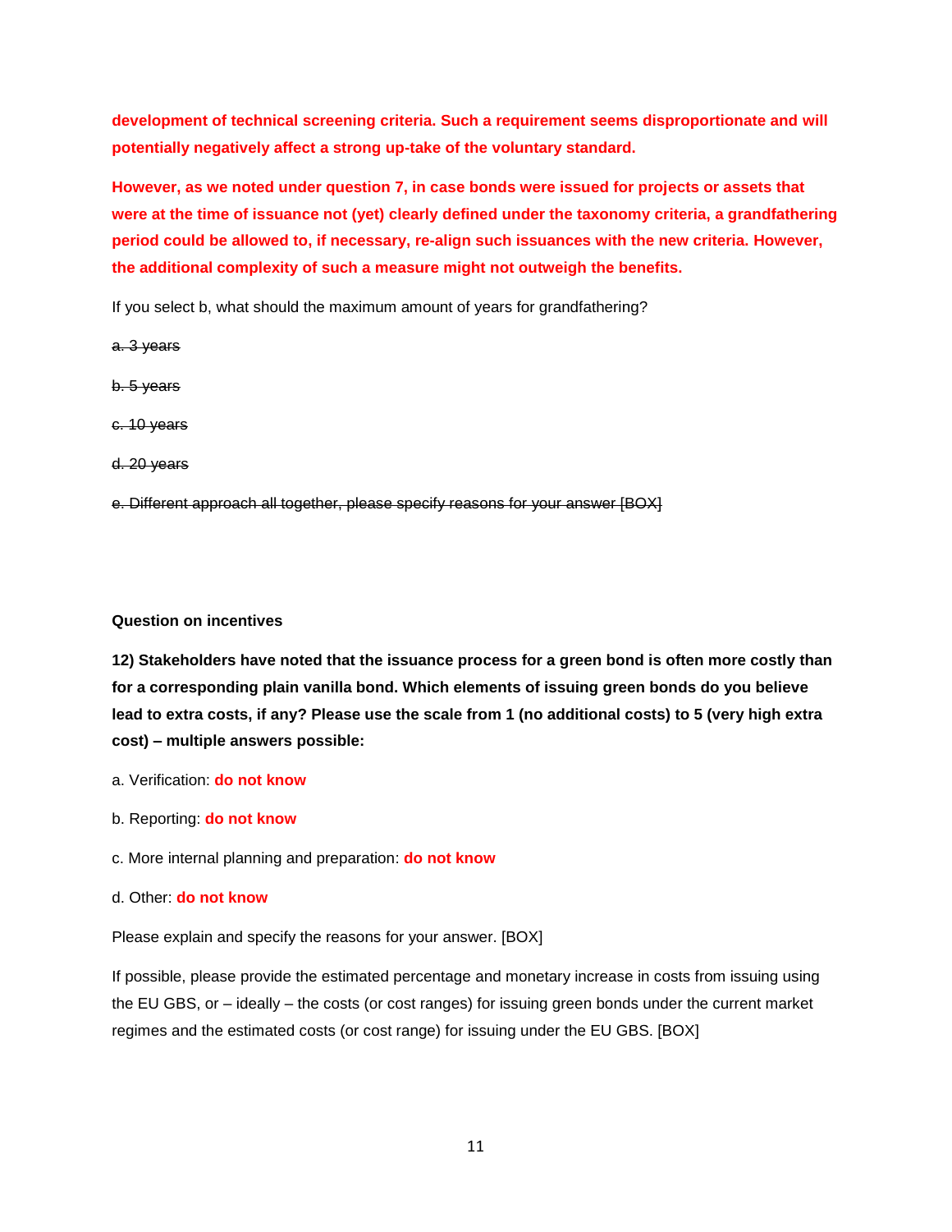**development of technical screening criteria. Such a requirement seems disproportionate and will potentially negatively affect a strong up-take of the voluntary standard.**

**However, as we noted under question 7, in case bonds were issued for projects or assets that were at the time of issuance not (yet) clearly defined under the taxonomy criteria, a grandfathering period could be allowed to, if necessary, re-align such issuances with the new criteria. However, the additional complexity of such a measure might not outweigh the benefits.**

If you select b, what should the maximum amount of years for grandfathering?

~~a. 3 years~~

~~b. 5 years~~

~~c. 10 years~~

~~d. 20 years~~

~~e. Different approach all together, please specify reasons for your answer [BOX]~~

**Question on incentives**

**12) Stakeholders have noted that the issuance process for a green bond is often more costly than for a corresponding plain vanilla bond. Which elements of issuing green bonds do you believe lead to extra costs, if any? Please use the scale from 1 (no additional costs) to 5 (very high extra cost) – multiple answers possible:**

a. Verification: **do not know**

b. Reporting: **do not know**

c. More internal planning and preparation: **do not know**

d. Other: **do not know**

Please explain and specify the reasons for your answer. [BOX]

If possible, please provide the estimated percentage and monetary increase in costs from issuing using the EU GBS, or – ideally – the costs (or cost ranges) for issuing green bonds under the current market regimes and the estimated costs (or cost range) for issuing under the EU GBS. [BOX]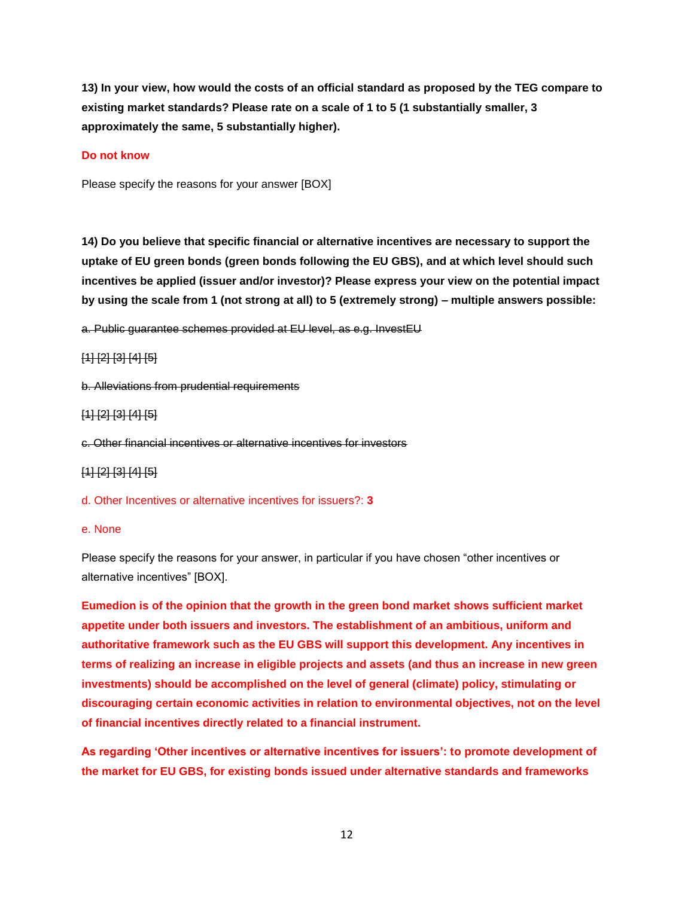**13) In your view, how would the costs of an official standard as proposed by the TEG compare to existing market standards? Please rate on a scale of 1 to 5 (1 substantially smaller, 3 approximately the same, 5 substantially higher).**

**Do not know**

Please specify the reasons for your answer [BOX]

**14) Do you believe that specific financial or alternative incentives are necessary to support the uptake of EU green bonds (green bonds following the EU GBS), and at which level should such incentives be applied (issuer and/or investor)? Please express your view on the potential impact by using the scale from 1 (not strong at all) to 5 (extremely strong) – multiple answers possible:**

~~a. Public guarantee schemes provided at EU level, as e.g. InvestEU~~

~~[1] [2] [3] [4] [5]~~

~~b. Alleviations from prudential requirements~~

~~[1] [2] [3] [4] [5]~~

~~c. Other financial incentives or alternative incentives for investors~~

~~[1] [2] [3] [4] [5]~~

d. Other Incentives or alternative incentives for issuers?: **3**

e. None

Please specify the reasons for your answer, in particular if you have chosen "other incentives or alternative incentives" [BOX].

**Eumedion is of the opinion that the growth in the green bond market shows sufficient market appetite under both issuers and investors. The establishment of an ambitious, uniform and authoritative framework such as the EU GBS will support this development. Any incentives in terms of realizing an increase in eligible projects and assets (and thus an increase in new green investments) should be accomplished on the level of general (climate) policy, stimulating or discouraging certain economic activities in relation to environmental objectives, not on the level of financial incentives directly related to a financial instrument.**

**As regarding 'Other incentives or alternative incentives for issuers': to promote development of the market for EU GBS, for existing bonds issued under alternative standards and frameworks**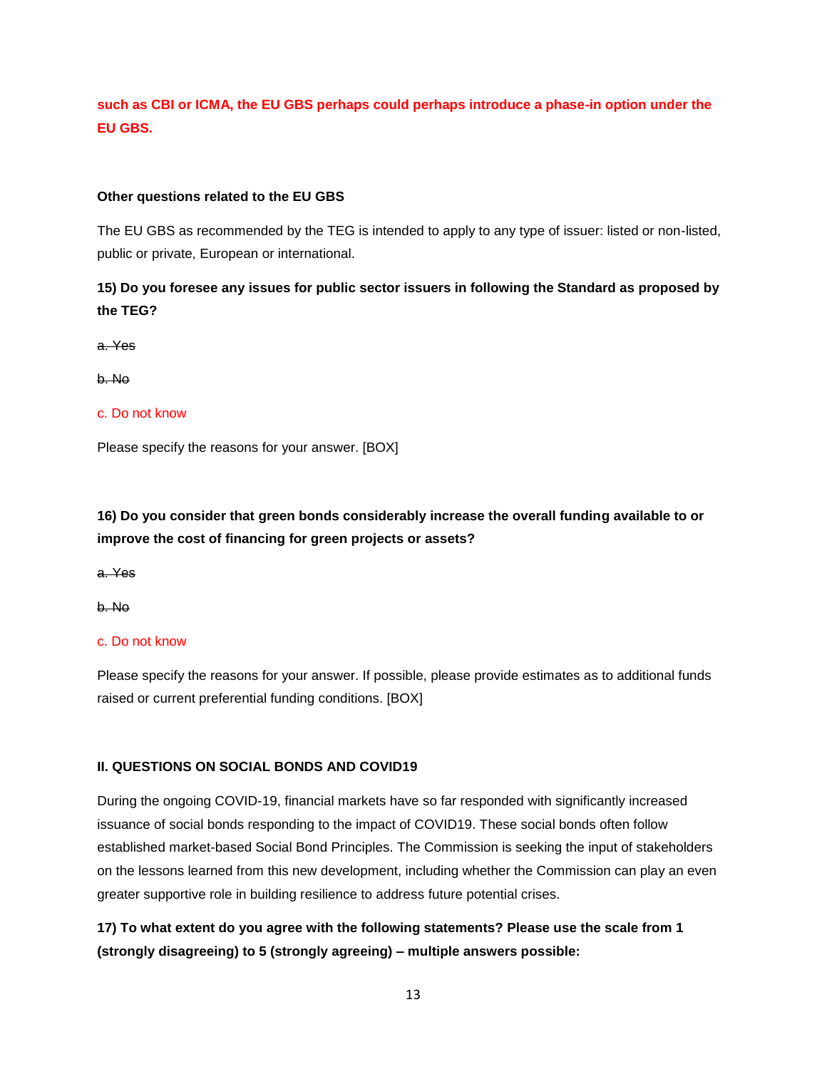**such as CBI or ICMA, the EU GBS perhaps could perhaps introduce a phase-in option under the EU GBS.**

**Other questions related to the EU GBS**

The EU GBS as recommended by the TEG is intended to apply to any type of issuer: listed or non-listed, public or private, European or international.

**15) Do you foresee any issues for public sector issuers in following the Standard as proposed by the TEG?**

~~a. Yes~~

~~b. No~~

c. Do not know

Please specify the reasons for your answer. [BOX]

**16) Do you consider that green bonds considerably increase the overall funding available to or improve the cost of financing for green projects or assets?**

~~a. Yes~~

~~b. No~~

c. Do not know

Please specify the reasons for your answer. If possible, please provide estimates as to additional funds raised or current preferential funding conditions. [BOX]

**II. QUESTIONS ON SOCIAL BONDS AND COVID19**

During the ongoing COVID-19, financial markets have so far responded with significantly increased issuance of social bonds responding to the impact of COVID19. These social bonds often follow established market-based Social Bond Principles. The Commission is seeking the input of stakeholders on the lessons learned from this new development, including whether the Commission can play an even greater supportive role in building resilience to address future potential crises.

**17) To what extent do you agree with the following statements? Please use the scale from 1 (strongly disagreeing) to 5 (strongly agreeing) – multiple answers possible:**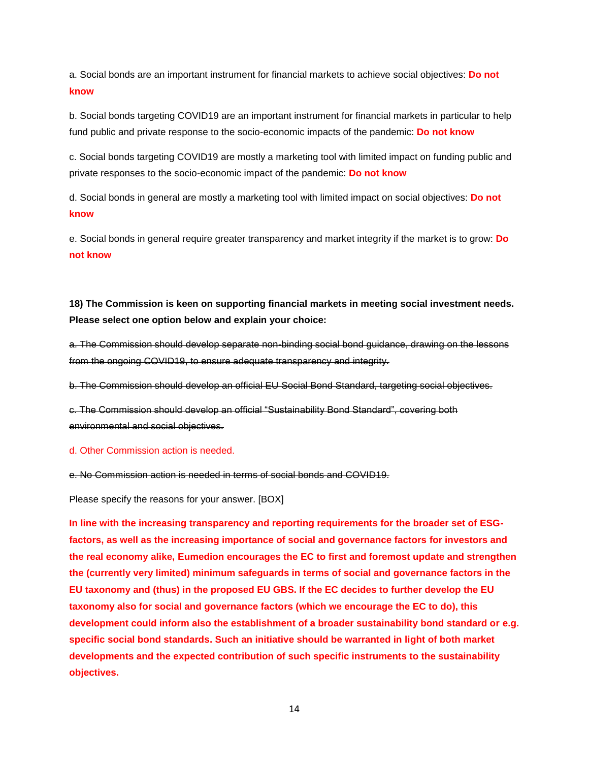a. Social bonds are an important instrument for financial markets to achieve social objectives: **Do not know**

b. Social bonds targeting COVID19 are an important instrument for financial markets in particular to help fund public and private response to the socio-economic impacts of the pandemic: **Do not know**

c. Social bonds targeting COVID19 are mostly a marketing tool with limited impact on funding public and private responses to the socio-economic impact of the pandemic: **Do not know**

d. Social bonds in general are mostly a marketing tool with limited impact on social objectives: **Do not know**

e. Social bonds in general require greater transparency and market integrity if the market is to grow: **Do not know**

**18) The Commission is keen on supporting financial markets in meeting social investment needs. Please select one option below and explain your choice:**

~~a. The Commission should develop separate non-binding social bond guidance, drawing on the lessons from the ongoing COVID19, to ensure adequate transparency and integrity.~~

~~b. The Commission should develop an official EU Social Bond Standard, targeting social objectives.~~

~~c. The Commission should develop an official "Sustainability Bond Standard", covering both environmental and social objectives.~~

d. Other Commission action is needed.

~~e. No Commission action is needed in terms of social bonds and COVID19.~~

Please specify the reasons for your answer. [BOX]

**In line with the increasing transparency and reporting requirements for the broader set of ESG-factors, as well as the increasing importance of social and governance factors for investors and the real economy alike, Eumedion encourages the EC to first and foremost update and strengthen the (currently very limited) minimum safeguards in terms of social and governance factors in the EU taxonomy and (thus) in the proposed EU GBS. If the EC decides to further develop the EU taxonomy also for social and governance factors (which we encourage the EC to do), this development could inform also the establishment of a broader sustainability bond standard or e.g. specific social bond standards. Such an initiative should be warranted in light of both market developments and the expected contribution of such specific instruments to the sustainability objectives.**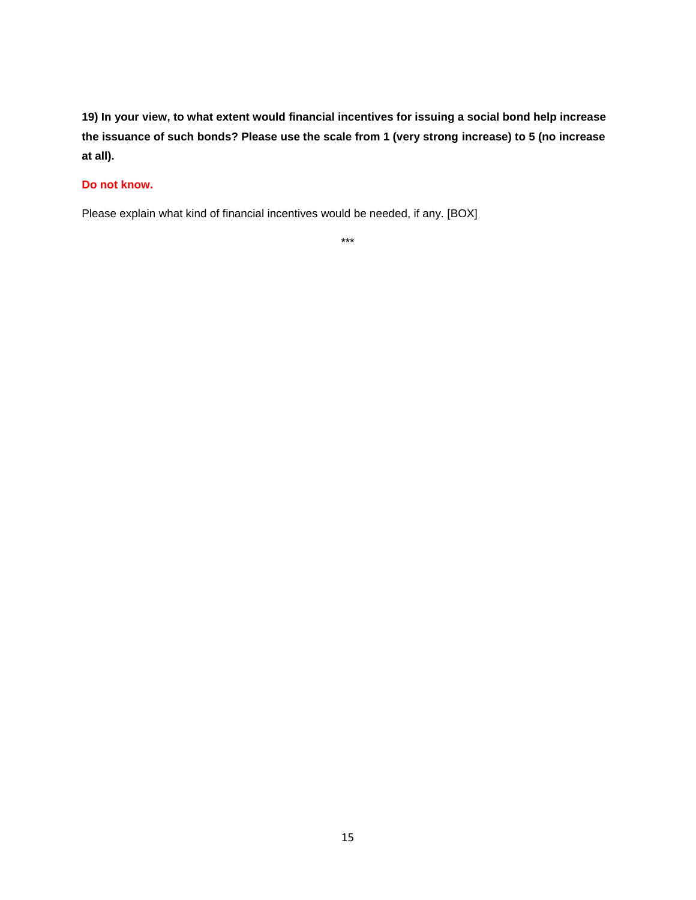**19) In your view, to what extent would financial incentives for issuing a social bond help increase the issuance of such bonds? Please use the scale from 1 (very strong increase) to 5 (no increase at all).**

**Do not know.**

Please explain what kind of financial incentives would be needed, if any. [BOX]

***